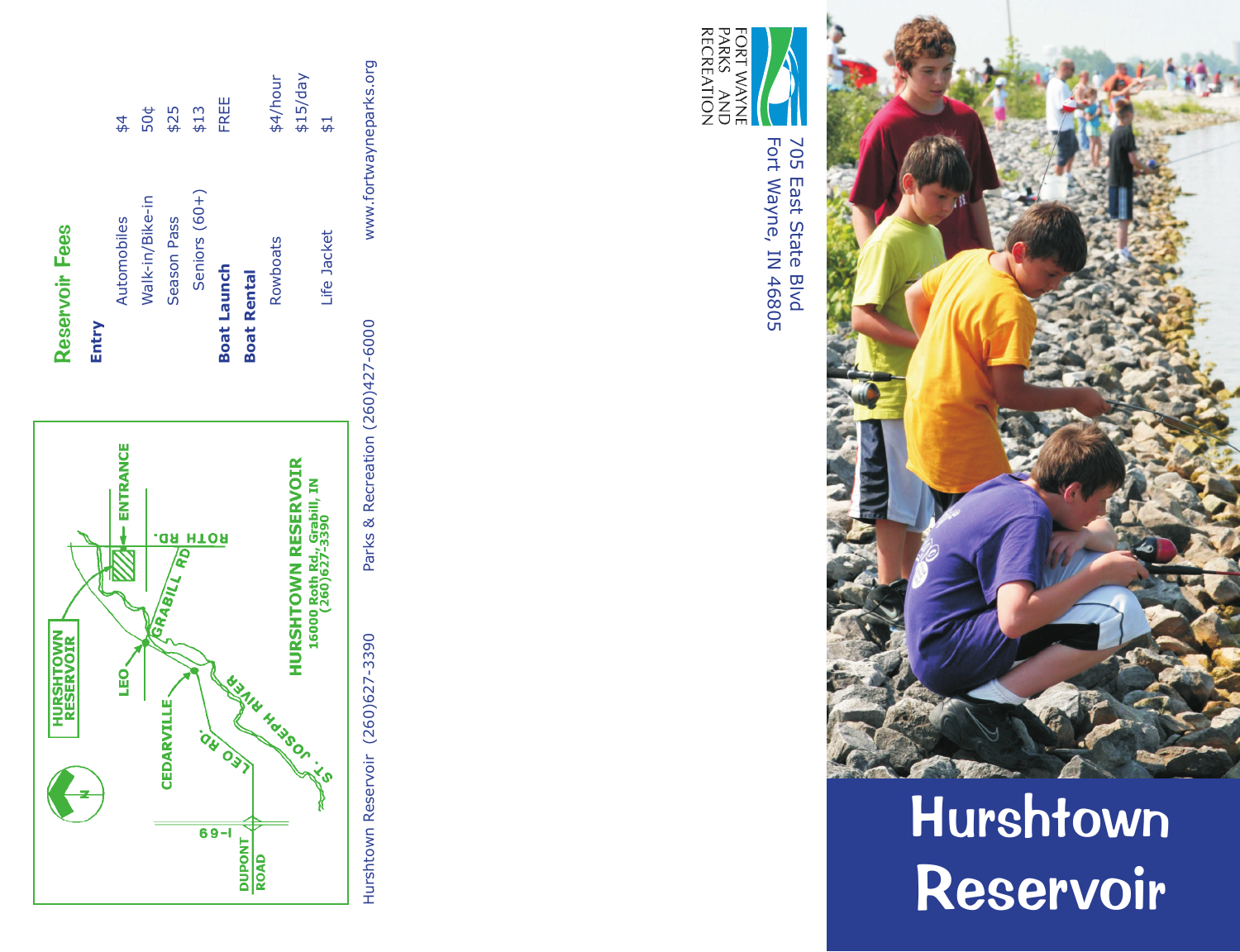# Hurshtown Reservoir

705 East State Blvd
Fort Wayne, IN 46805

FORT WAYNE PARKS AND RECREATION

## Reservoir Fees

| | |
|---|---|
| **Entry** | |
| Automobiles | $4 |
| Walk-in/Bike-in | 50¢ |
| Season Pass | $25 |
| Seniors (60+) | $13 |
| **Boat Launch** | FREE |
| **Boat Rental** | |
| Rowboats | $4/hour |
| | $15/day |
| Life Jacket | $1 |

www.fortwayneparks.org

HURSHTOWN RESERVOIR
16000 Roth Rd., Grabill, IN
(260)627-3390

Map labels: HURSHTOWN RESERVOIR, ENTRANCE, ROTH RD., GRABILL RD, LEO, CEDARVILLE, LEO RD., ST. JOSEPH RIVER, I-69, DUPONT ROAD, N

Hurshtown Reservoir (260)627-3390 Parks & Recreation (260)427-6000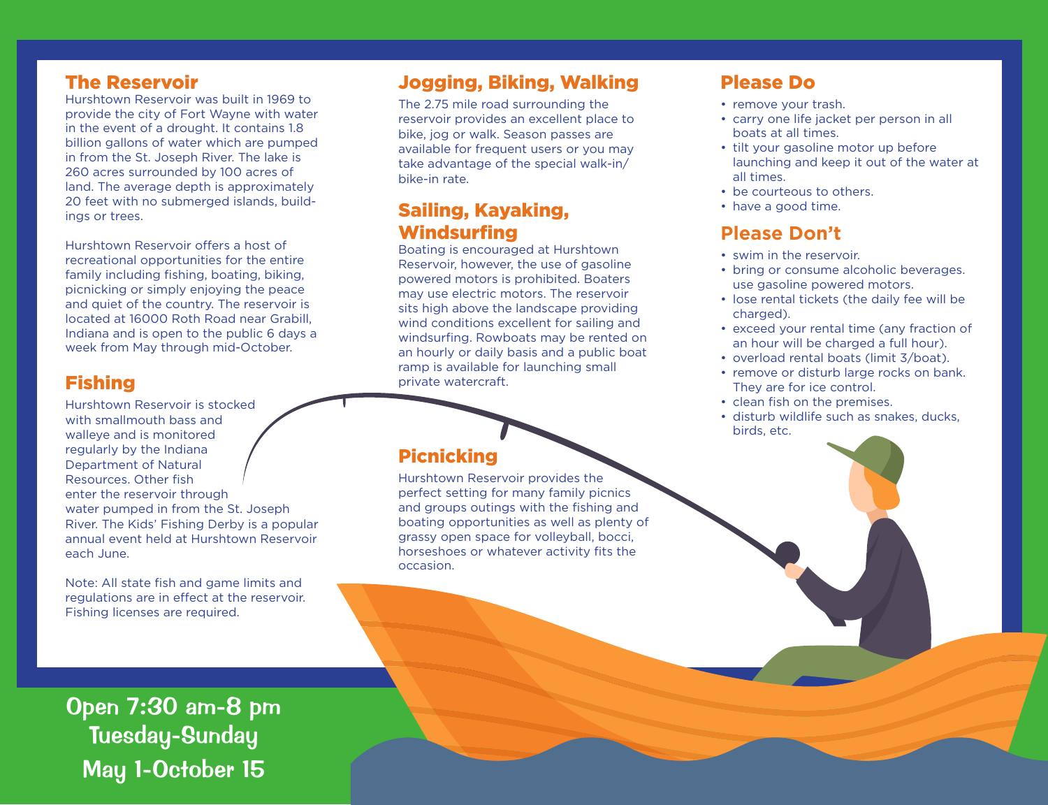## The Reservoir

Hurshtown Reservoir was built in 1969 to provide the city of Fort Wayne with water in the event of a drought. It contains 1.8 billion gallons of water which are pumped in from the St. Joseph River. The lake is 260 acres surrounded by 100 acres of land. The average depth is approximately 20 feet with no submerged islands, buildings or trees.

Hurshtown Reservoir offers a host of recreational opportunities for the entire family including fishing, boating, biking, picnicking or simply enjoying the peace and quiet of the country. The reservoir is located at 16000 Roth Road near Grabill, Indiana and is open to the public 6 days a week from May through mid-October.

## Fishing

Hurshtown Reservoir is stocked with smallmouth bass and walleye and is monitored regularly by the Indiana Department of Natural Resources. Other fish enter the reservoir through water pumped in from the St. Joseph River. The Kids' Fishing Derby is a popular annual event held at Hurshtown Reservoir each June.

Note: All state fish and game limits and regulations are in effect at the reservoir. Fishing licenses are required.

## Jogging, Biking, Walking

The 2.75 mile road surrounding the reservoir provides an excellent place to bike, jog or walk. Season passes are available for frequent users or you may take advantage of the special walk-in/bike-in rate.

## Sailing, Kayaking, Windsurfing

Boating is encouraged at Hurshtown Reservoir, however, the use of gasoline powered motors is prohibited. Boaters may use electric motors. The reservoir sits high above the landscape providing wind conditions excellent for sailing and windsurfing. Rowboats may be rented on an hourly or daily basis and a public boat ramp is available for launching small private watercraft.

## Picnicking

Hurshtown Reservoir provides the perfect setting for many family picnics and groups outings with the fishing and boating opportunities as well as plenty of grassy open space for volleyball, bocci, horseshoes or whatever activity fits the occasion.

## Please Do

- remove your trash.
- carry one life jacket per person in all boats at all times.
- tilt your gasoline motor up before launching and keep it out of the water at all times.
- be courteous to others.
- have a good time.

## Please Don't

- swim in the reservoir.
- bring or consume alcoholic beverages. use gasoline powered motors.
- lose rental tickets (the daily fee will be charged).
- exceed your rental time (any fraction of an hour will be charged a full hour).
- overload rental boats (limit 3/boat).
- remove or disturb large rocks on bank. They are for ice control.
- clean fish on the premises.
- disturb wildlife such as snakes, ducks, birds, etc.

**Open 7:30 am-8 pm**
**Tuesday-Sunday**
**May 1-October 15**